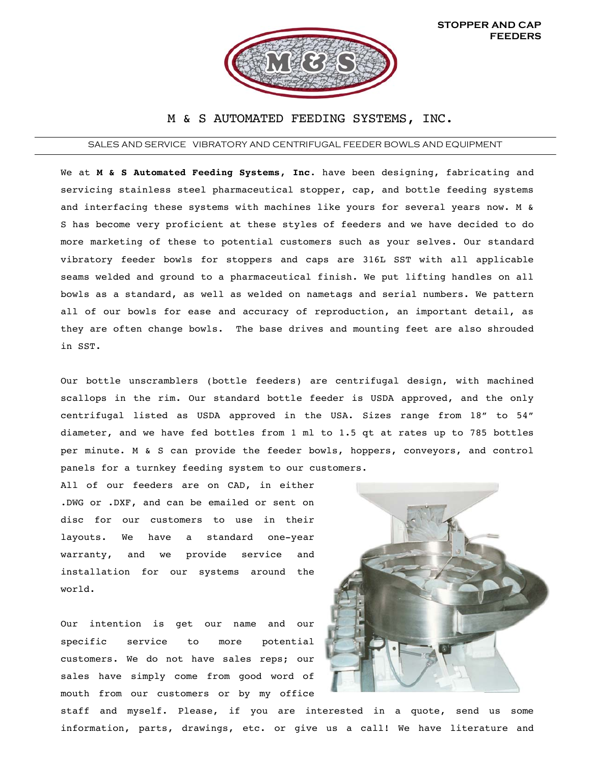**STOPPER AND CAP FEEDERS**

# M & S AUTOMATED FEEDING SYSTEMS, INC.

SALES AND SERVICE VIBRATORY AND CENTRIFUGAL FEEDER BOWLS AND EQUIPMENT

We at **M & S Automated Feeding Systems, Inc.** have been designing, fabricating and servicing stainless steel pharmaceutical stopper, cap, and bottle feeding systems and interfacing these systems with machines like yours for several years now. M & S has become very proficient at these styles of feeders and we have decided to do more marketing of these to potential customers such as your selves. Our standard vibratory feeder bowls for stoppers and caps are 316L SST with all applicable seams welded and ground to a pharmaceutical finish. We put lifting handles on all bowls as a standard, as well as welded on nametags and serial numbers. We pattern all of our bowls for ease and accuracy of reproduction, an important detail, as they are often change bowls. The base drives and mounting feet are also shrouded in SST.

Our bottle unscramblers (bottle feeders) are centrifugal design, with machined scallops in the rim. Our standard bottle feeder is USDA approved, and the only centrifugal listed as USDA approved in the USA. Sizes range from 18" to 54" diameter, and we have fed bottles from 1 ml to 1.5 qt at rates up to 785 bottles per minute. M & S can provide the feeder bowls, hoppers, conveyors, and control panels for a turnkey feeding system to our customers.

All of our feeders are on CAD, in either .DWG or .DXF, and can be emailed or sent on disc for our customers to use in their layouts. We have a standard one-year warranty, and we provide service and installation for our systems around the world.

Our intention is get our name and our specific service to more potential customers. We do not have sales reps; our sales have simply come from good word of mouth from our customers or by my office staff and myself. Please, if you are interested in a quote, send us some information, parts, drawings, etc. or give us a call! We have literature and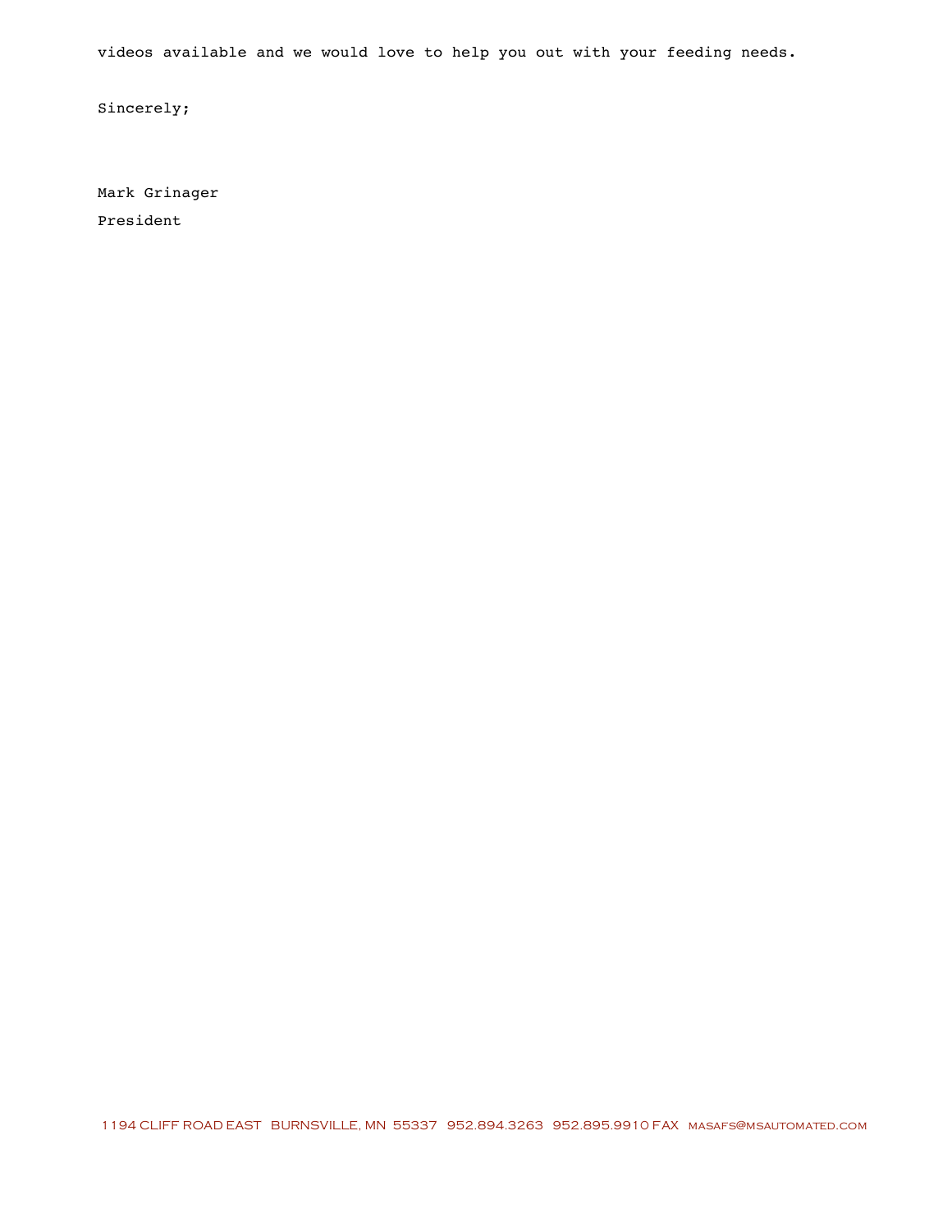videos available and we would love to help you out with your feeding needs.

Sincerely;

Mark Grinager

President

1194 CLIFF ROAD EAST BURNSVILLE, MN 55337 952.894.3263 952.895.9910 FAX masafs@msautomated.com